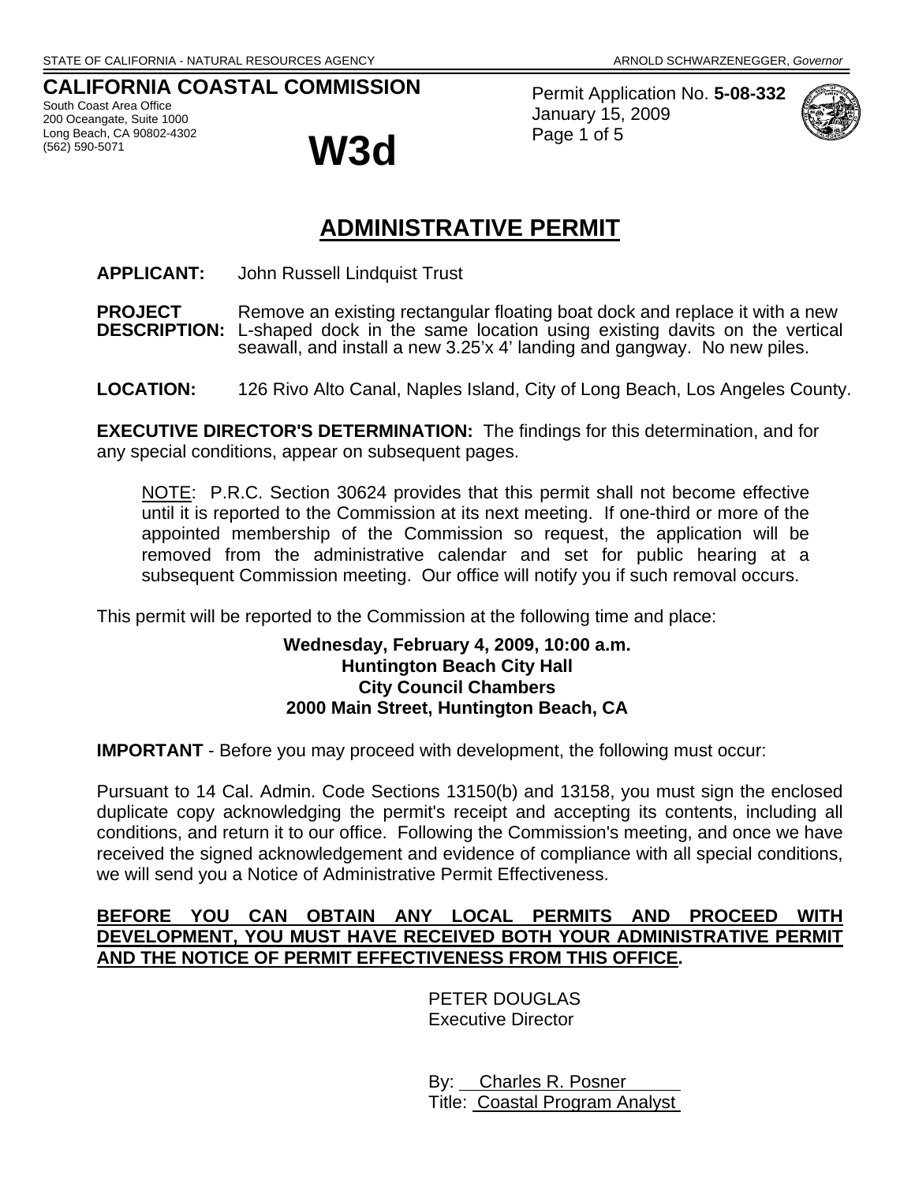STATE OF CALIFORNIA - NATURAL RESOURCES AGENCY ARNOLD SCHWARZENEGGER, *Governor*

**CALIFORNIA COASTAL COMMISSION**
South Coast Area Office
200 Oceangate, Suite 1000
Long Beach, CA 90802-4302
(562) 590-5071

# W3d

Permit Application No. **5-08-332**
January 15, 2009
Page 1 of 5

## ADMINISTRATIVE PERMIT

**APPLICANT:** John Russell Lindquist Trust

**PROJECT DESCRIPTION:** Remove an existing rectangular floating boat dock and replace it with a new L-shaped dock in the same location using existing davits on the vertical seawall, and install a new 3.25'x 4' landing and gangway. No new piles.

**LOCATION:** 126 Rivo Alto Canal, Naples Island, City of Long Beach, Los Angeles County.

**EXECUTIVE DIRECTOR'S DETERMINATION:** The findings for this determination, and for any special conditions, appear on subsequent pages.

> NOTE: P.R.C. Section 30624 provides that this permit shall not become effective until it is reported to the Commission at its next meeting. If one-third or more of the appointed membership of the Commission so request, the application will be removed from the administrative calendar and set for public hearing at a subsequent Commission meeting. Our office will notify you if such removal occurs.

This permit will be reported to the Commission at the following time and place:

**Wednesday, February 4, 2009, 10:00 a.m.**
**Huntington Beach City Hall**
**City Council Chambers**
**2000 Main Street, Huntington Beach, CA**

**IMPORTANT** - Before you may proceed with development, the following must occur:

Pursuant to 14 Cal. Admin. Code Sections 13150(b) and 13158, you must sign the enclosed duplicate copy acknowledging the permit's receipt and accepting its contents, including all conditions, and return it to our office. Following the Commission's meeting, and once we have received the signed acknowledgement and evidence of compliance with all special conditions, we will send you a Notice of Administrative Permit Effectiveness.

**BEFORE YOU CAN OBTAIN ANY LOCAL PERMITS AND PROCEED WITH DEVELOPMENT, YOU MUST HAVE RECEIVED BOTH YOUR ADMINISTRATIVE PERMIT AND THE NOTICE OF PERMIT EFFECTIVENESS FROM THIS OFFICE.**

PETER DOUGLAS
Executive Director

By: Charles R. Posner
Title: Coastal Program Analyst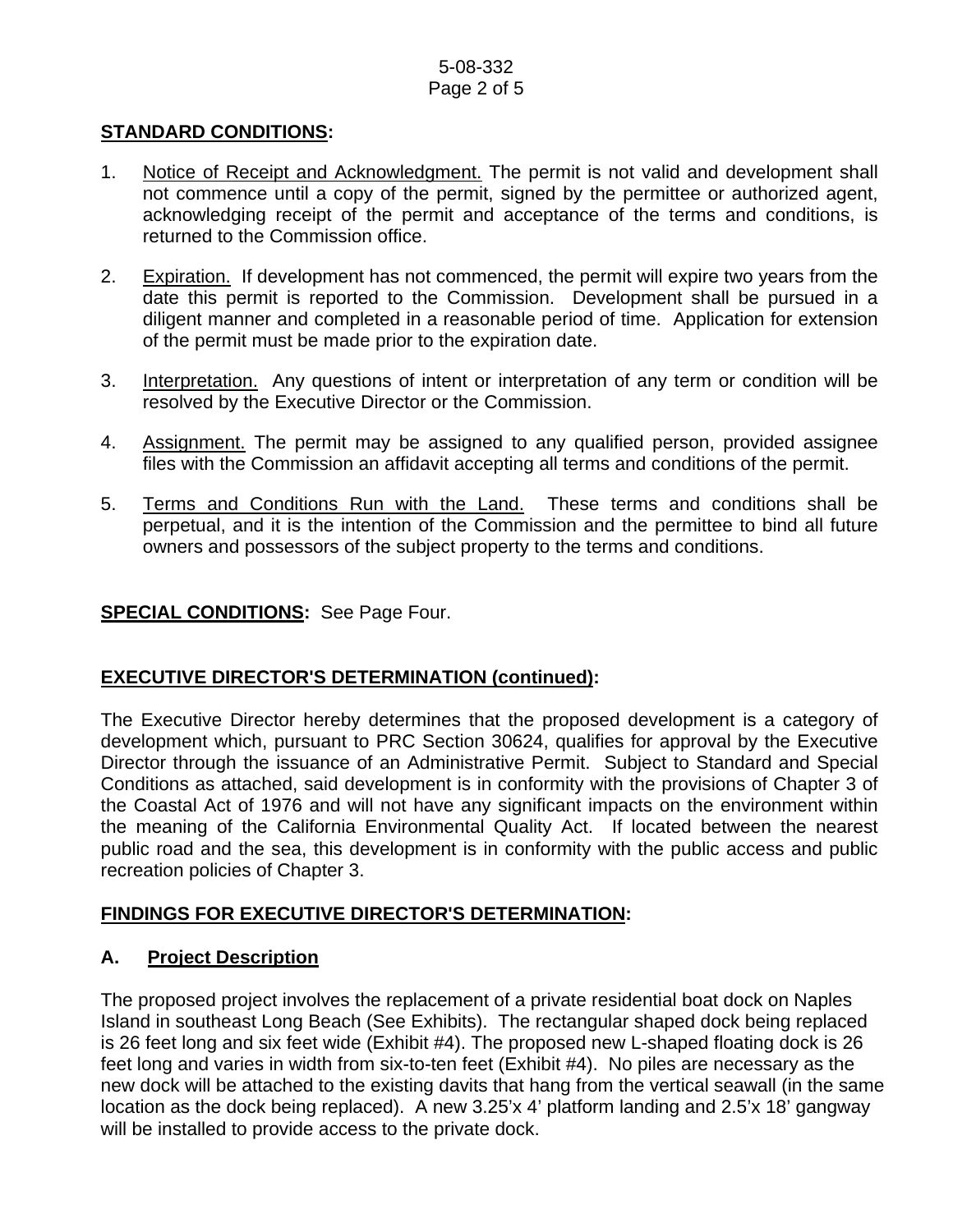## STANDARD CONDITIONS:

1. Notice of Receipt and Acknowledgment. The permit is not valid and development shall not commence until a copy of the permit, signed by the permittee or authorized agent, acknowledging receipt of the permit and acceptance of the terms and conditions, is returned to the Commission office.

2. Expiration. If development has not commenced, the permit will expire two years from the date this permit is reported to the Commission. Development shall be pursued in a diligent manner and completed in a reasonable period of time. Application for extension of the permit must be made prior to the expiration date.

3. Interpretation. Any questions of intent or interpretation of any term or condition will be resolved by the Executive Director or the Commission.

4. Assignment. The permit may be assigned to any qualified person, provided assignee files with the Commission an affidavit accepting all terms and conditions of the permit.

5. Terms and Conditions Run with the Land. These terms and conditions shall be perpetual, and it is the intention of the Commission and the permittee to bind all future owners and possessors of the subject property to the terms and conditions.

**SPECIAL CONDITIONS:** See Page Four.

## EXECUTIVE DIRECTOR'S DETERMINATION (continued):

The Executive Director hereby determines that the proposed development is a category of development which, pursuant to PRC Section 30624, qualifies for approval by the Executive Director through the issuance of an Administrative Permit. Subject to Standard and Special Conditions as attached, said development is in conformity with the provisions of Chapter 3 of the Coastal Act of 1976 and will not have any significant impacts on the environment within the meaning of the California Environmental Quality Act. If located between the nearest public road and the sea, this development is in conformity with the public access and public recreation policies of Chapter 3.

## FINDINGS FOR EXECUTIVE DIRECTOR'S DETERMINATION:

### A. Project Description

The proposed project involves the replacement of a private residential boat dock on Naples Island in southeast Long Beach (See Exhibits). The rectangular shaped dock being replaced is 26 feet long and six feet wide (Exhibit #4). The proposed new L-shaped floating dock is 26 feet long and varies in width from six-to-ten feet (Exhibit #4). No piles are necessary as the new dock will be attached to the existing davits that hang from the vertical seawall (in the same location as the dock being replaced). A new 3.25'x 4' platform landing and 2.5'x 18' gangway will be installed to provide access to the private dock.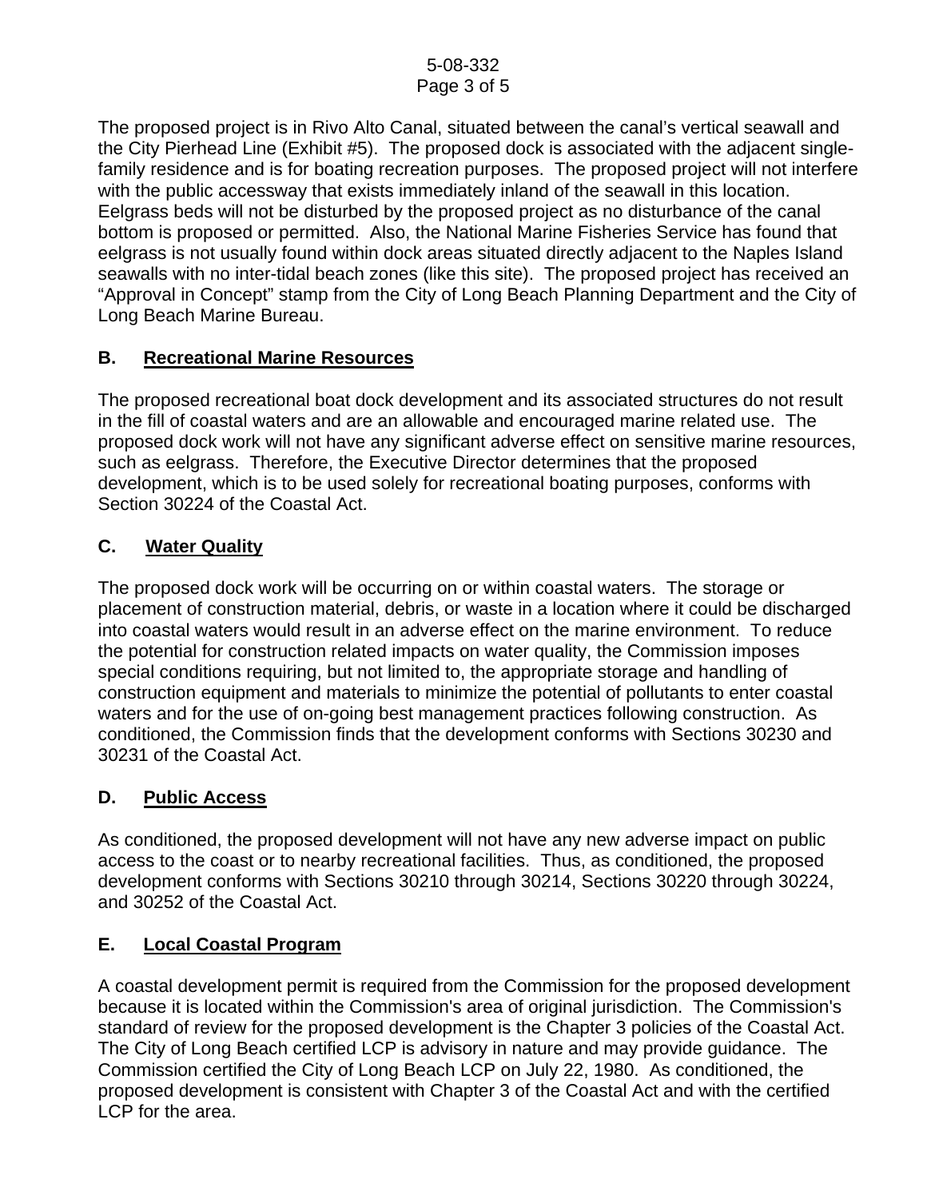The proposed project is in Rivo Alto Canal, situated between the canal's vertical seawall and the City Pierhead Line (Exhibit #5). The proposed dock is associated with the adjacent single-family residence and is for boating recreation purposes. The proposed project will not interfere with the public accessway that exists immediately inland of the seawall in this location. Eelgrass beds will not be disturbed by the proposed project as no disturbance of the canal bottom is proposed or permitted. Also, the National Marine Fisheries Service has found that eelgrass is not usually found within dock areas situated directly adjacent to the Naples Island seawalls with no inter-tidal beach zones (like this site). The proposed project has received an "Approval in Concept" stamp from the City of Long Beach Planning Department and the City of Long Beach Marine Bureau.

## B. Recreational Marine Resources

The proposed recreational boat dock development and its associated structures do not result in the fill of coastal waters and are an allowable and encouraged marine related use. The proposed dock work will not have any significant adverse effect on sensitive marine resources, such as eelgrass. Therefore, the Executive Director determines that the proposed development, which is to be used solely for recreational boating purposes, conforms with Section 30224 of the Coastal Act.

## C. Water Quality

The proposed dock work will be occurring on or within coastal waters. The storage or placement of construction material, debris, or waste in a location where it could be discharged into coastal waters would result in an adverse effect on the marine environment. To reduce the potential for construction related impacts on water quality, the Commission imposes special conditions requiring, but not limited to, the appropriate storage and handling of construction equipment and materials to minimize the potential of pollutants to enter coastal waters and for the use of on-going best management practices following construction. As conditioned, the Commission finds that the development conforms with Sections 30230 and 30231 of the Coastal Act.

## D. Public Access

As conditioned, the proposed development will not have any new adverse impact on public access to the coast or to nearby recreational facilities. Thus, as conditioned, the proposed development conforms with Sections 30210 through 30214, Sections 30220 through 30224, and 30252 of the Coastal Act.

## E. Local Coastal Program

A coastal development permit is required from the Commission for the proposed development because it is located within the Commission's area of original jurisdiction. The Commission's standard of review for the proposed development is the Chapter 3 policies of the Coastal Act. The City of Long Beach certified LCP is advisory in nature and may provide guidance. The Commission certified the City of Long Beach LCP on July 22, 1980. As conditioned, the proposed development is consistent with Chapter 3 of the Coastal Act and with the certified LCP for the area.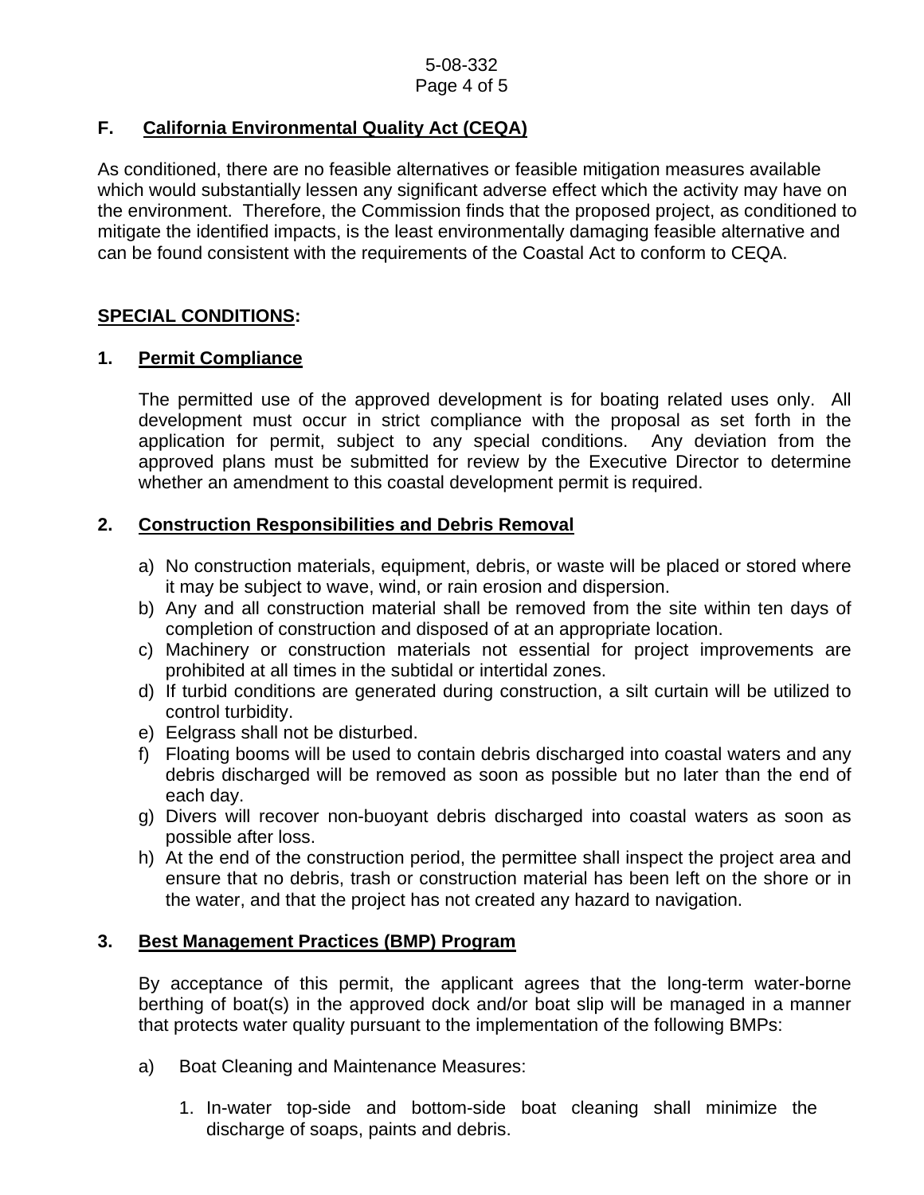## F. California Environmental Quality Act (CEQA)

As conditioned, there are no feasible alternatives or feasible mitigation measures available which would substantially lessen any significant adverse effect which the activity may have on the environment. Therefore, the Commission finds that the proposed project, as conditioned to mitigate the identified impacts, is the least environmentally damaging feasible alternative and can be found consistent with the requirements of the Coastal Act to conform to CEQA.

## SPECIAL CONDITIONS:

### 1. Permit Compliance

The permitted use of the approved development is for boating related uses only. All development must occur in strict compliance with the proposal as set forth in the application for permit, subject to any special conditions. Any deviation from the approved plans must be submitted for review by the Executive Director to determine whether an amendment to this coastal development permit is required.

### 2. Construction Responsibilities and Debris Removal

a) No construction materials, equipment, debris, or waste will be placed or stored where it may be subject to wave, wind, or rain erosion and dispersion.
b) Any and all construction material shall be removed from the site within ten days of completion of construction and disposed of at an appropriate location.
c) Machinery or construction materials not essential for project improvements are prohibited at all times in the subtidal or intertidal zones.
d) If turbid conditions are generated during construction, a silt curtain will be utilized to control turbidity.
e) Eelgrass shall not be disturbed.
f) Floating booms will be used to contain debris discharged into coastal waters and any debris discharged will be removed as soon as possible but no later than the end of each day.
g) Divers will recover non-buoyant debris discharged into coastal waters as soon as possible after loss.
h) At the end of the construction period, the permittee shall inspect the project area and ensure that no debris, trash or construction material has been left on the shore or in the water, and that the project has not created any hazard to navigation.

### 3. Best Management Practices (BMP) Program

By acceptance of this permit, the applicant agrees that the long-term water-borne berthing of boat(s) in the approved dock and/or boat slip will be managed in a manner that protects water quality pursuant to the implementation of the following BMPs:

a) Boat Cleaning and Maintenance Measures:

1. In-water top-side and bottom-side boat cleaning shall minimize the discharge of soaps, paints and debris.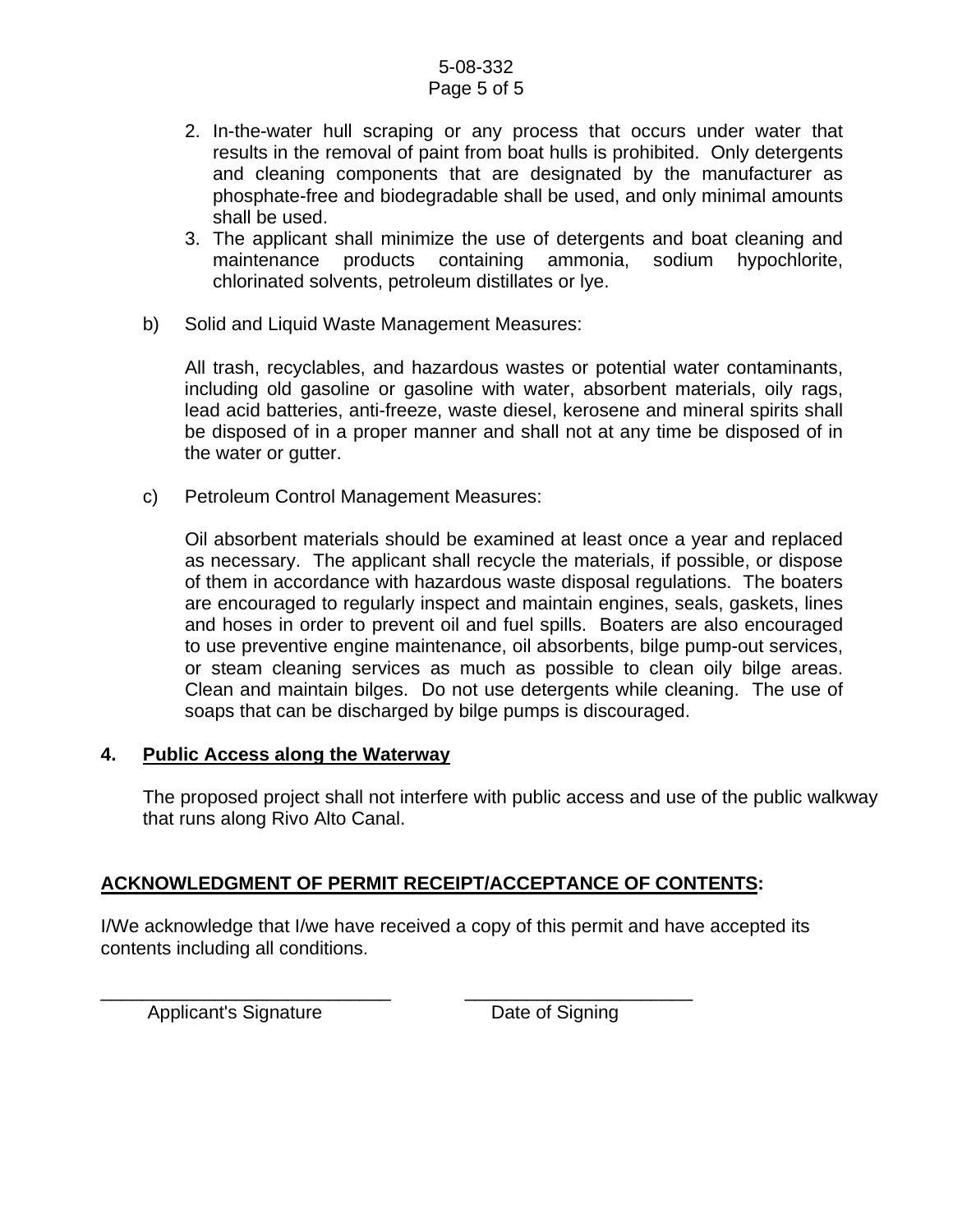2. In-the-water hull scraping or any process that occurs under water that results in the removal of paint from boat hulls is prohibited. Only detergents and cleaning components that are designated by the manufacturer as phosphate-free and biodegradable shall be used, and only minimal amounts shall be used.
3. The applicant shall minimize the use of detergents and boat cleaning and maintenance products containing ammonia, sodium hypochlorite, chlorinated solvents, petroleum distillates or lye.

b) Solid and Liquid Waste Management Measures:

All trash, recyclables, and hazardous wastes or potential water contaminants, including old gasoline or gasoline with water, absorbent materials, oily rags, lead acid batteries, anti-freeze, waste diesel, kerosene and mineral spirits shall be disposed of in a proper manner and shall not at any time be disposed of in the water or gutter.

c) Petroleum Control Management Measures:

Oil absorbent materials should be examined at least once a year and replaced as necessary. The applicant shall recycle the materials, if possible, or dispose of them in accordance with hazardous waste disposal regulations. The boaters are encouraged to regularly inspect and maintain engines, seals, gaskets, lines and hoses in order to prevent oil and fuel spills. Boaters are also encouraged to use preventive engine maintenance, oil absorbents, bilge pump-out services, or steam cleaning services as much as possible to clean oily bilge areas. Clean and maintain bilges. Do not use detergents while cleaning. The use of soaps that can be discharged by bilge pumps is discouraged.

**4. <u>Public Access along the Waterway</u>**

The proposed project shall not interfere with public access and use of the public walkway that runs along Rivo Alto Canal.

**<u>ACKNOWLEDGMENT OF PERMIT RECEIPT/ACCEPTANCE OF CONTENTS</u>:**

I/We acknowledge that I/we have received a copy of this permit and have accepted its contents including all conditions.

_____________________________ _______________________
Applicant's Signature Date of Signing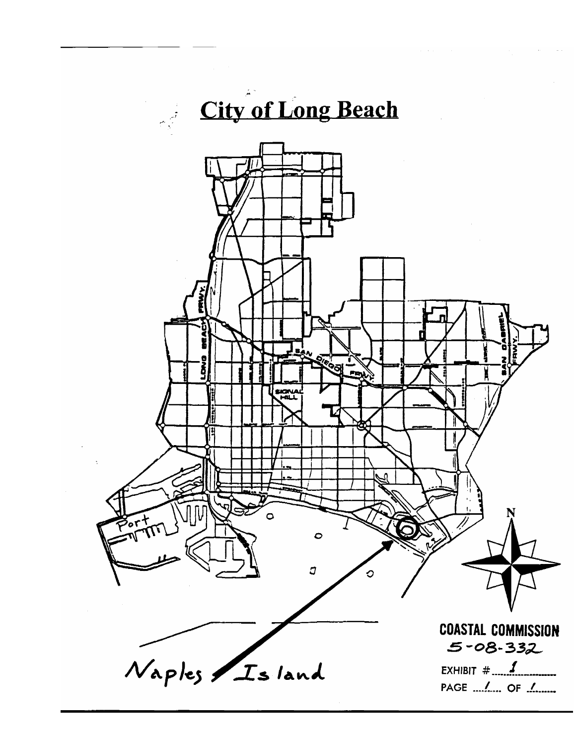# City of Long Beach

Naples Island

COASTAL COMMISSION
5-08-332

EXHIBIT # 1

PAGE 1 OF 1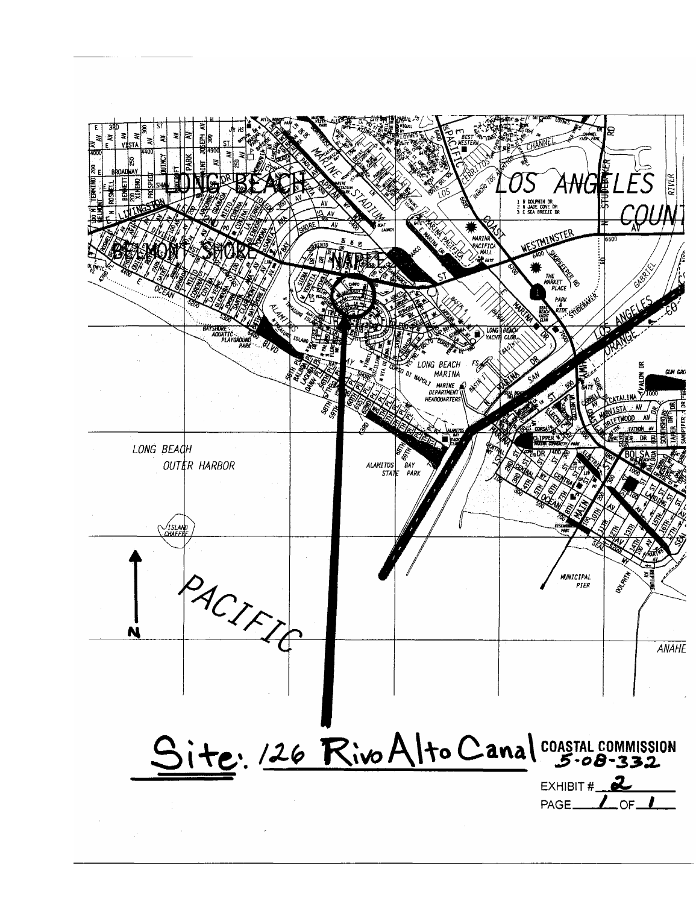Site: 126 Rivo Alto Canal

COASTAL COMMISSION
5-08-332

EXHIBIT # 2

PAGE 1 OF 1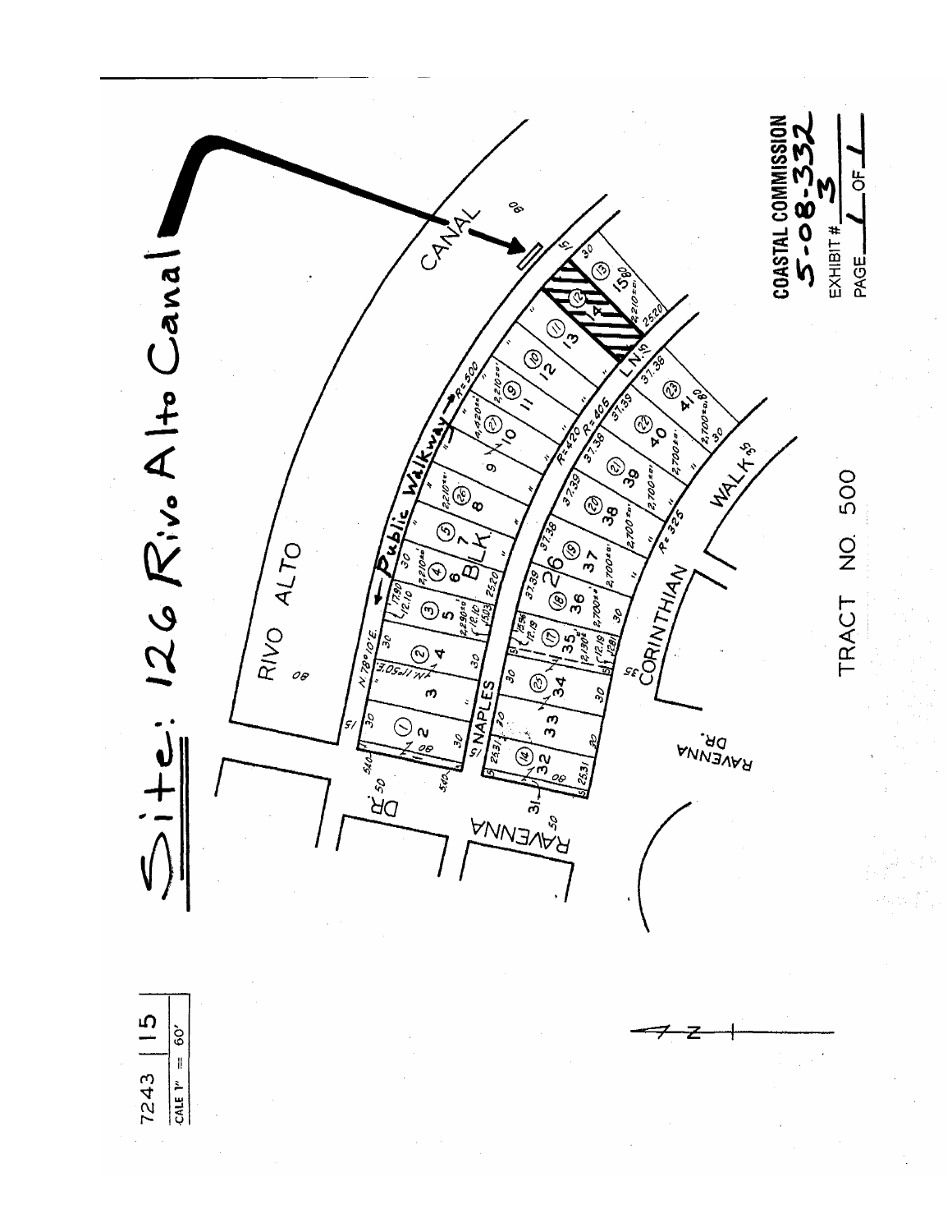# Site: 126 Rivo Alto Canal

7243 | 15

SCALE 1" = 60'

RIVO ALTO

CANAL

Public Walkway

NAPLES

BLK. 26

LN.

CORINTHIAN

WALK

RAVENNA DR.

TRACT NO. 500

COASTAL COMMISSION
5-08-332
EXHIBIT # 3
PAGE 1 OF 1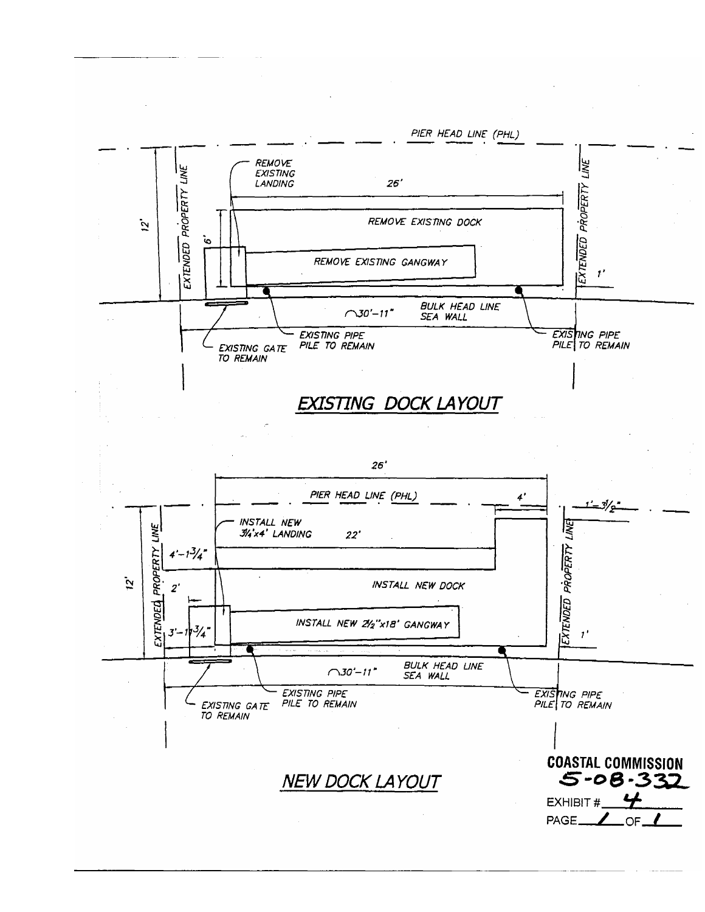PIER HEAD LINE (PHL)

12'

EXTENDED PROPERTY LINE

REMOVE EXISTING LANDING

26'

6'

REMOVE EXISTING DOCK

REMOVE EXISTING GANGWAY

EXTENDED PROPERTY LINE

1'

BULK HEAD LINE SEA WALL

30'-11"

EXISTING GATE TO REMAIN

EXISTING PIPE PILE TO REMAIN

EXISTING PIPE PILE TO REMAIN

## EXISTING DOCK LAYOUT

26'

PIER HEAD LINE (PHL)

4'

1'-3½"

INSTALL NEW 3¼'x4' LANDING

22'

EXTENDED PROPERTY LINE

12'

4'-1¾"

2'

INSTALL NEW DOCK

EXTENDED PROPERTY LINE

3'-11¾"

INSTALL NEW 2½"x18' GANGWAY

1'

BULK HEAD LINE SEA WALL

30'-11"

EXISTING GATE TO REMAIN

EXISTING PIPE PILE TO REMAIN

EXISTING PIPE PILE TO REMAIN

## NEW DOCK LAYOUT

**COASTAL COMMISSION**
**5-08-332**
EXHIBIT # 4
PAGE 1 OF 1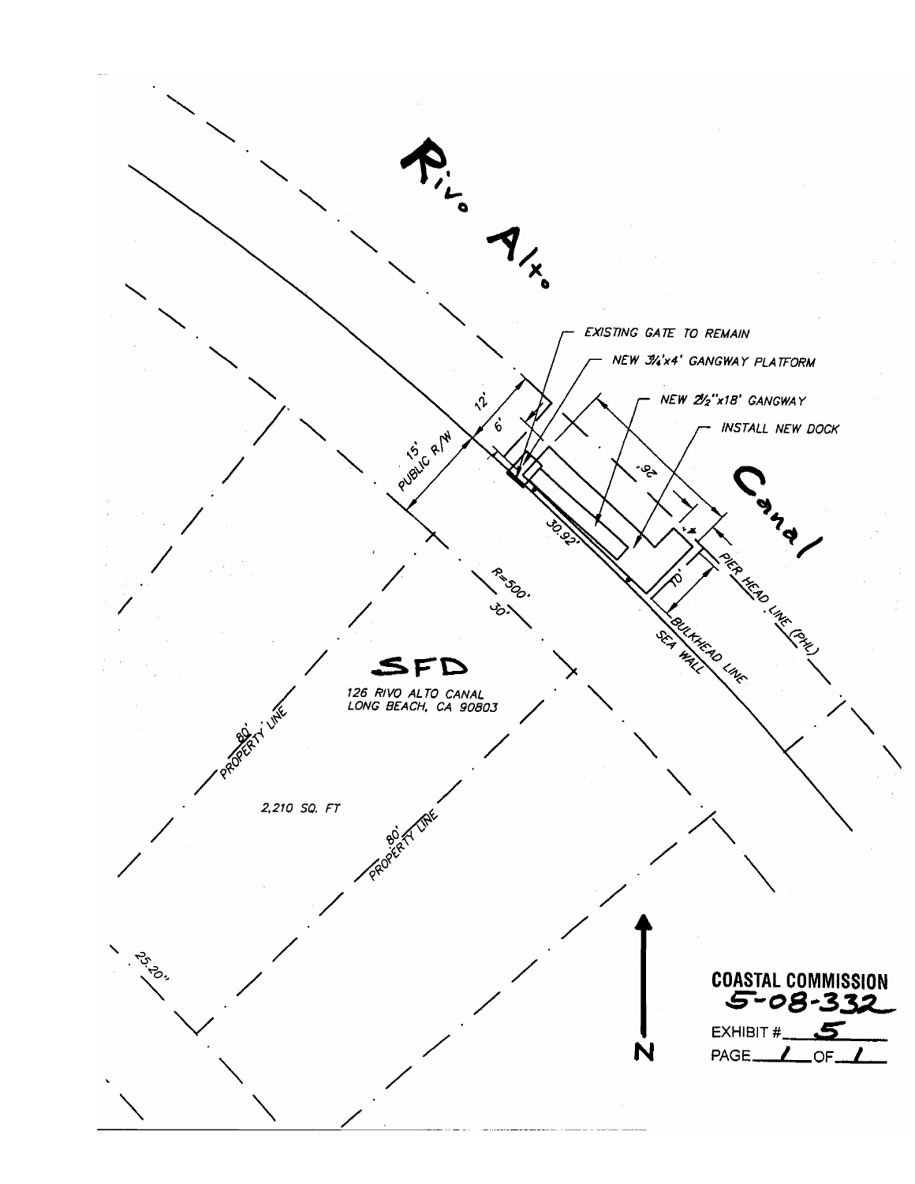Rivo Alto

EXISTING GATE TO REMAIN

NEW 3¼'x4' GANGWAY PLATFORM

NEW 2½"x18' GANGWAY

INSTALL NEW DOCK

Canal

12'

6'

15' PUBLIC R/W

26'

30.92'

R=500'

30'

10'

PIER HEAD LINE (PHL)

BULKHEAD LINE

SEA WALL

SFD

126 RIVO ALTO CANAL
LONG BEACH, CA 90803

80' PROPERTY LINE

2,210 SQ. FT

80' PROPERTY LINE

25.20"

N

**COASTAL COMMISSION**
**5-08-332**

EXHIBIT # 5

PAGE 1 OF 1